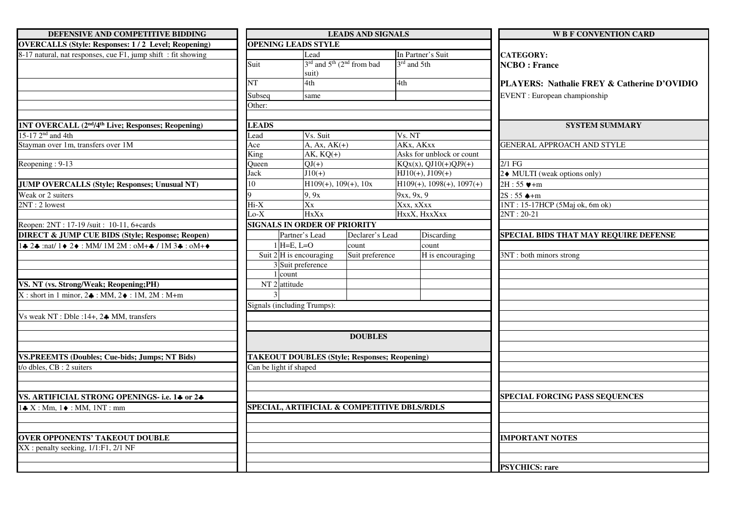## DEFENSIVE AND COMPETITIVE BIDDING

### OVERCALLS (Style: Responses: 1 / 2 Level; Reopening)

8-17 natural, nat responses, cue F1, jump shift : fit showing

### 1NT OVERCALL (2nd/4th Live; Responses; Reopening)

15-17 2nd and 4th

Stayman over 1m, transfers over 1M

Reopening : 9-13

### JUMP OVERCALLS (Style; Responses; Unusual NT)

Weak or 2 suiters

2NT : 2 lowest

Reopen: 2NT : 17-19 /suit : 10-11, 6+cards

### DIRECT & JUMP CUE BIDS (Style; Response; Reopen)

1♣ 2♣ :nat/ 1♦ 2♦ : MM/ 1M 2M : oM+♣ / 1M 3♣ : oM+♦

### VS. NT (vs. Strong/Weak; Reopening;PH)

X : short in 1 minor, 2♣ : MM, 2♦ : 1M, 2M : M+m

Vs weak NT : Dble :14+, 2♣ MM, transfers

### VS.PREEMTS (Doubles; Cue-bids; Jumps; NT Bids)

t/o dbles, CB : 2 suiters

### VS. ARTIFICIAL STRONG OPENINGS- i.e. 1♣ or 2♣

1♣ X : Mm, 1♦ : MM, 1NT : mm

### OVER OPPONENTS' TAKEOUT DOUBLE

XX : penalty seeking, 1/1:F1, 2/1 NF

## LEADS AND SIGNALS

### OPENING LEADS STYLE

| | Lead | In Partner's Suit |
|---|---|---|
| Suit | 3rd and 5th (2nd from bad suit) | 3rd and 5th |
| NT | 4th | 4th |
| Subseq | same | |
| Other: | | |

### LEADS

| Lead | Vs. Suit | Vs. NT |
|---|---|---|
| Ace | A, Ax, AK(+) | AKx, AKxx |
| King | AK, KQ(+) | Asks for unblock or count |
| Queen | QJ(+) | KQx(x), QJ10(+)QJ9(+) |
| Jack | J10(+) | HJ10(+), J109(+) |
| 10 | H109(+), 109(+), 10x | H109(+), 1098(+), 1097(+) |
| 9 | 9, 9x | 9xx, 9x, 9 |
| Hi-X | Xx | Xxx, xXxx |
| Lo-X | HxXx | HxxX, HxxXxx |

### SIGNALS IN ORDER OF PRIORITY

| | | Partner's Lead | Declarer's Lead | Discarding |
|---|---|---|---|---|
| Suit | 1 | H=E, L=O | count | count |
| | 2 | H is encouraging | Suit preference | H is encouraging |
| | 3 | Suit preference | | |
| NT | 1 | count | | |
| | 2 | attitude | | |
| | 3 | | | |

Signals (including Trumps):

## DOUBLES

### TAKEOUT DOUBLES (Style; Responses; Reopening)

Can be light if shaped

### SPECIAL, ARTIFICIAL & COMPETITIVE DBLS/RDLS

## W B F CONVENTION CARD

**CATEGORY:**

**NCBO : France**

**PLAYERS: Nathalie FREY & Catherine D'OVIDIO**

EVENT : European championship

### SYSTEM SUMMARY

GENERAL APPROACH AND STYLE

2/1 FG

2♦ MULTI (weak options only)

2H : 55 ♥+m

2S : 55 ♠+m

1NT : 15-17HCP (5Maj ok, 6m ok)

2NT : 20-21

### SPECIAL BIDS THAT MAY REQUIRE DEFENSE

3NT : both minors strong

### SPECIAL FORCING PASS SEQUENCES

### IMPORTANT NOTES

**PSYCHICS: rare**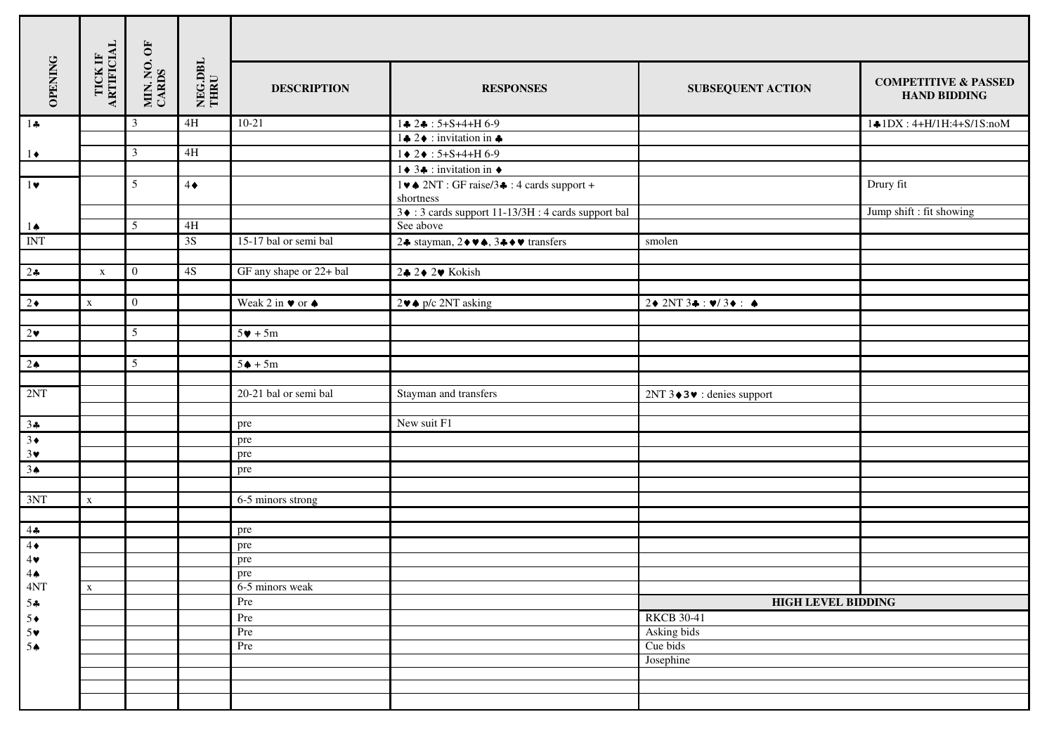| OPENING | TICK IF ARTIFICIAL | MIN. NO. OF CARDS | NEG.DBL THRU | DESCRIPTION | RESPONSES | SUBSEQUENT ACTION | COMPETITIVE & PASSED HAND BIDDING |
|---|---|---|---|---|---|---|---|
| 1♣ | | 3 | 4H | 10-21 | 1♣ 2♣ : 5+S+4+H 6-9 | | 1♣1DX : 4+H/1H:4+S/1S:noM |
| | | | | | 1♣ 2♦ : invitation in ♣ | | |
| 1♦ | | 3 | 4H | | 1♦ 2♦ : 5+S+4+H 6-9 | | |
| | | | | | 1♦ 3♣ : invitation in ♦ | | |
| 1♥ | | 5 | 4♦ | | 1♥♠ 2NT : GF raise/3♣ : 4 cards support + shortness | | Drury fit |
| | | | | | 3♦ : 3 cards support 11-13/3H : 4 cards support bal | | Jump shift : fit showing |
| 1♠ | | 5 | 4H | | See above | | |
| 1NT | | | 3S | 15-17 bal or semi bal | 2♣ stayman, 2♦♥♠, 3♣♦♥ transfers | smolen | |
| | | | | | | | |
| 2♣ | x | 0 | 4S | GF any shape or 22+ bal | 2♣ 2♦ 2♥ Kokish | | |
| | | | | | | | |
| 2♦ | x | 0 | | Weak 2 in ♥ or ♠ | 2♥♠ p/c 2NT asking | 2♦ 2NT 3♣ : ♥/ 3♦ : ♠ | |
| | | | | | | | |
| 2♥ | | 5 | | 5♥ + 5m | | | |
| | | | | | | | |
| 2♠ | | 5 | | 5♠ + 5m | | | |
| | | | | | | | |
| 2NT | | | | 20-21 bal or semi bal | Stayman and transfers | 2NT 3♦3♥ : denies support | |
| | | | | | | | |
| 3♣ | | | | pre | New suit F1 | | |
| 3♦ | | | | pre | | | |
| 3♥ | | | | pre | | | |
| 3♠ | | | | pre | | | |
| | | | | | | | |
| 3NT | x | | | 6-5 minors strong | | | |
| | | | | | | | |
| 4♣ | | | | pre | | | |
| 4♦ | | | | pre | | | |
| 4♥ | | | | pre | | | |
| 4♠ | | | | pre | | | |
| 4NT | x | | | 6-5 minors weak | | | |
| 5♣ | | | | Pre | | **HIGH LEVEL BIDDING** | |
| 5♦ | | | | Pre | | RKCB 30-41 | |
| 5♥ | | | | Pre | | Asking bids | |
| 5♠ | | | | Pre | | Cue bids | |
| | | | | | | Josephine | |